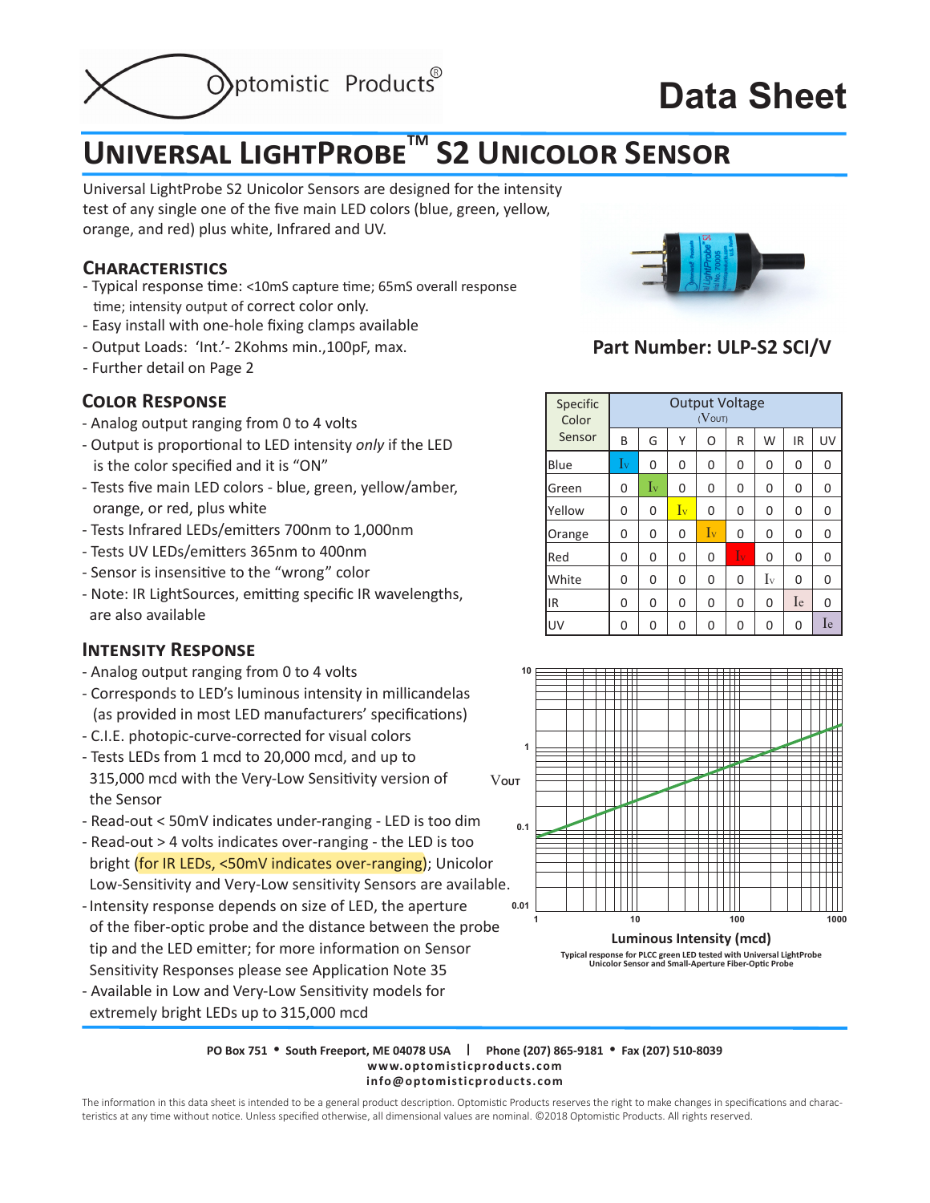# Data Sheet

## Universal LightProbe™ S2 Unicolor Sensor

Universal LightProbe S2 Unicolor Sensors are designed for the intensity test of any single one of the five main LED colors (blue, green, yellow, orange, and red) plus white, Infrared and UV.

**Part Number: ULP-S2 SCI/V**

### Characteristics

- Typical response time: <10mS capture time; 65mS overall response time; intensity output of correct color only.
- Easy install with one-hole fixing clamps available
- Output Loads: 'Int.'- 2Kohms min.,100pF, max.
- Further detail on Page 2

### Color Response

- Analog output ranging from 0 to 4 volts
- Output is proportional to LED intensity *only* if the LED is the color specified and it is "ON"
- Tests five main LED colors - blue, green, yellow/amber, orange, or red, plus white
- Tests Infrared LEDs/emitters 700nm to 1,000nm
- Tests UV LEDs/emitters 365nm to 400nm
- Sensor is insensitive to the "wrong" color
- Note: IR LightSources, emitting specific IR wavelengths, are also available

| Specific Color Sensor | Output Voltage ($V_{OUT}$) | | | | | | | |
|---|---|---|---|---|---|---|---|---|
| | B | G | Y | O | R | W | IR | UV |
| Blue | $I_V$ | 0 | 0 | 0 | 0 | 0 | 0 | 0 |
| Green | 0 | $I_V$ | 0 | 0 | 0 | 0 | 0 | 0 |
| Yellow | 0 | 0 | $I_V$ | 0 | 0 | 0 | 0 | 0 |
| Orange | 0 | 0 | 0 | $I_V$ | 0 | 0 | 0 | 0 |
| Red | 0 | 0 | 0 | 0 | $I_V$ | 0 | 0 | 0 |
| White | 0 | 0 | 0 | 0 | 0 | $I_V$ | 0 | 0 |
| IR | 0 | 0 | 0 | 0 | 0 | 0 | $I_e$ | 0 |
| UV | 0 | 0 | 0 | 0 | 0 | 0 | 0 | $I_e$ |

### Intensity Response

- Analog output ranging from 0 to 4 volts
- Corresponds to LED's luminous intensity in millicandelas (as provided in most LED manufacturers' specifications)
- C.I.E. photopic-curve-corrected for visual colors
- Tests LEDs from 1 mcd to 20,000 mcd, and up to 315,000 mcd with the Very-Low Sensitivity version of the Sensor
- Read-out < 50mV indicates under-ranging - LED is too dim
- Read-out > 4 volts indicates over-ranging - the LED is too bright (for IR LEDs, <50mV indicates over-ranging); Unicolor Low-Sensitivity and Very-Low sensitivity Sensors are available.
- Intensity response depends on size of LED, the aperture of the fiber-optic probe and the distance between the probe tip and the LED emitter; for more information on Sensor Sensitivity Responses please see Application Note 35
- Available in Low and Very-Low Sensitivity models for extremely bright LEDs up to 315,000 mcd

$V_{OUT}$ vs. **Luminous Intensity (mcd)**

Typical response for PLCC green LED tested with Universal LightProbe Unicolor Sensor and Small-Aperture Fiber-Optic Probe

PO Box 751 • South Freeport, ME 04078 USA | Phone (207) 865-9181 • Fax (207) 510-8039
www.optomisticproducts.com
info@optomisticproducts.com

The information in this data sheet is intended to be a general product description. Optomistic Products reserves the right to make changes in specifications and characteristics at any time without notice. Unless specified otherwise, all dimensional values are nominal. ©2018 Optomistic Products. All rights reserved.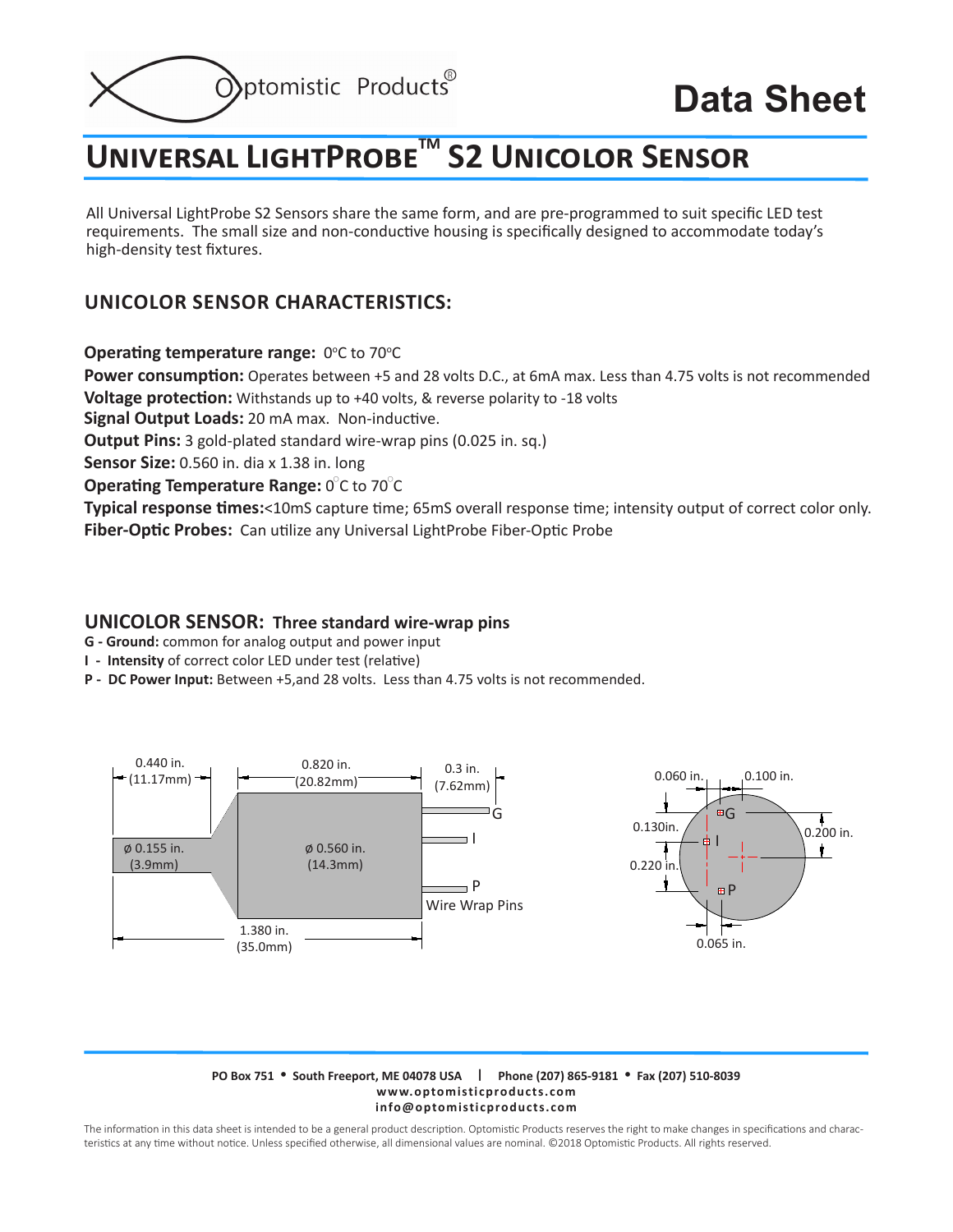Optomistic Products®

# Data Sheet

## UNIVERSAL LIGHTPROBE™ S2 UNICOLOR SENSOR

All Universal LightProbe S2 Sensors share the same form, and are pre-programmed to suit specific LED test requirements. The small size and non-conductive housing is specifically designed to accommodate today's high-density test fixtures.

### UNICOLOR SENSOR CHARACTERISTICS:

**Operating temperature range:** 0°C to 70°C
**Power consumption:** Operates between +5 and 28 volts D.C., at 6mA max. Less than 4.75 volts is not recommended
**Voltage protection:** Withstands up to +40 volts, & reverse polarity to -18 volts
**Signal Output Loads:** 20 mA max. Non-inductive.
**Output Pins:** 3 gold-plated standard wire-wrap pins (0.025 in. sq.)
**Sensor Size:** 0.560 in. dia x 1.38 in. long
**Operating Temperature Range:** 0°C to 70°C
**Typical response times:**<10mS capture time; 65mS overall response time; intensity output of correct color only.
**Fiber-Optic Probes:** Can utilize any Universal LightProbe Fiber-Optic Probe

### UNICOLOR SENSOR: Three standard wire-wrap pins

**G - Ground:** common for analog output and power input
**I - Intensity** of correct color LED under test (relative)
**P - DC Power Input:** Between +5,and 28 volts. Less than 4.75 volts is not recommended.

0.440 in. (11.17mm)
0.820 in. (20.82mm)
0.3 in. (7.62mm)
ø 0.155 in. (3.9mm)
ø 0.560 in. (14.3mm)
G
I
P
Wire Wrap Pins
1.380 in. (35.0mm)

0.060 in.
0.100 in.
0.130in.
0.200 in.
0.220 in.
0.065 in.
G
I
P

PO Box 751 • South Freeport, ME 04078 USA | Phone (207) 865-9181 • Fax (207) 510-8039
www.optomisticproducts.com
info@optomisticproducts.com

The information in this data sheet is intended to be a general product description. Optomistic Products reserves the right to make changes in specifications and characteristics at any time without notice. Unless specified otherwise, all dimensional values are nominal. ©2018 Optomistic Products. All rights reserved.